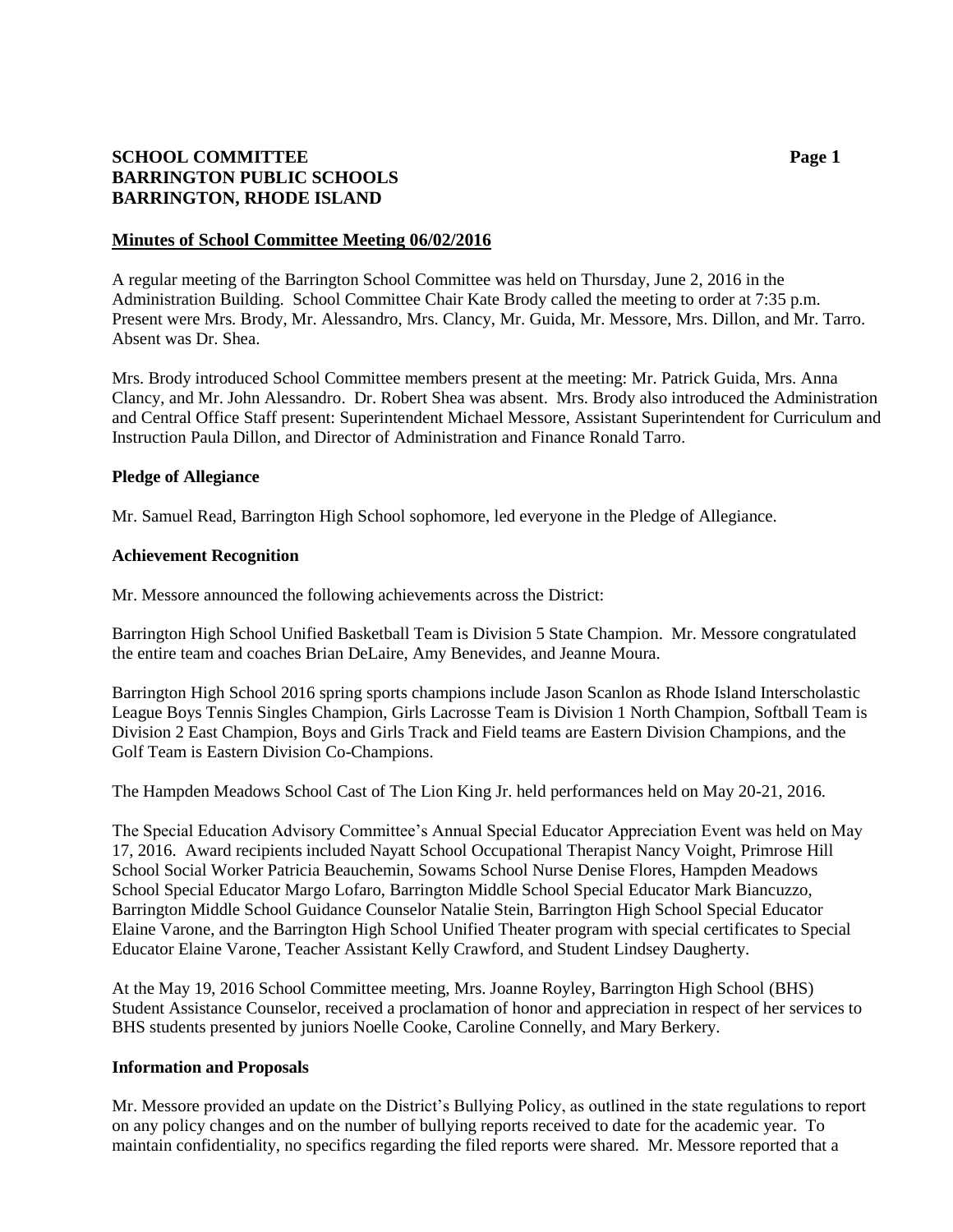**SCHOOL COMMITTEE**
**BARRINGTON PUBLIC SCHOOLS**
**BARRINGTON, RHODE ISLAND**

## Minutes of School Committee Meeting 06/02/2016

A regular meeting of the Barrington School Committee was held on Thursday, June 2, 2016 in the Administration Building. School Committee Chair Kate Brody called the meeting to order at 7:35 p.m. Present were Mrs. Brody, Mr. Alessandro, Mrs. Clancy, Mr. Guida, Mr. Messore, Mrs. Dillon, and Mr. Tarro. Absent was Dr. Shea.

Mrs. Brody introduced School Committee members present at the meeting: Mr. Patrick Guida, Mrs. Anna Clancy, and Mr. John Alessandro. Dr. Robert Shea was absent. Mrs. Brody also introduced the Administration and Central Office Staff present: Superintendent Michael Messore, Assistant Superintendent for Curriculum and Instruction Paula Dillon, and Director of Administration and Finance Ronald Tarro.

### Pledge of Allegiance

Mr. Samuel Read, Barrington High School sophomore, led everyone in the Pledge of Allegiance.

### Achievement Recognition

Mr. Messore announced the following achievements across the District:

Barrington High School Unified Basketball Team is Division 5 State Champion. Mr. Messore congratulated the entire team and coaches Brian DeLaire, Amy Benevides, and Jeanne Moura.

Barrington High School 2016 spring sports champions include Jason Scanlon as Rhode Island Interscholastic League Boys Tennis Singles Champion, Girls Lacrosse Team is Division 1 North Champion, Softball Team is Division 2 East Champion, Boys and Girls Track and Field teams are Eastern Division Champions, and the Golf Team is Eastern Division Co-Champions.

The Hampden Meadows School Cast of The Lion King Jr. held performances held on May 20-21, 2016.

The Special Education Advisory Committee's Annual Special Educator Appreciation Event was held on May 17, 2016. Award recipients included Nayatt School Occupational Therapist Nancy Voight, Primrose Hill School Social Worker Patricia Beauchemin, Sowams School Nurse Denise Flores, Hampden Meadows School Special Educator Margo Lofaro, Barrington Middle School Special Educator Mark Biancuzzo, Barrington Middle School Guidance Counselor Natalie Stein, Barrington High School Special Educator Elaine Varone, and the Barrington High School Unified Theater program with special certificates to Special Educator Elaine Varone, Teacher Assistant Kelly Crawford, and Student Lindsey Daugherty.

At the May 19, 2016 School Committee meeting, Mrs. Joanne Royley, Barrington High School (BHS) Student Assistance Counselor, received a proclamation of honor and appreciation in respect of her services to BHS students presented by juniors Noelle Cooke, Caroline Connelly, and Mary Berkery.

### Information and Proposals

Mr. Messore provided an update on the District's Bullying Policy, as outlined in the state regulations to report on any policy changes and on the number of bullying reports received to date for the academic year. To maintain confidentiality, no specifics regarding the filed reports were shared. Mr. Messore reported that a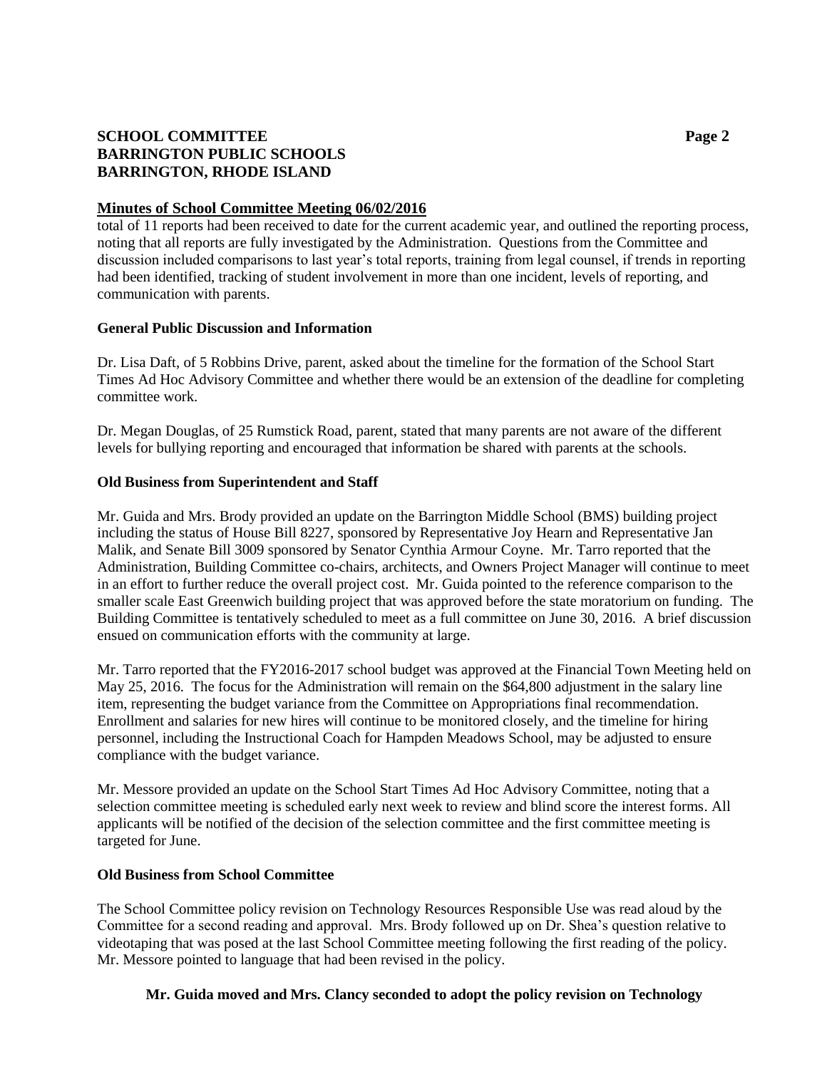**Minutes of School Committee Meeting 06/02/2016**

total of 11 reports had been received to date for the current academic year, and outlined the reporting process, noting that all reports are fully investigated by the Administration. Questions from the Committee and discussion included comparisons to last year's total reports, training from legal counsel, if trends in reporting had been identified, tracking of student involvement in more than one incident, levels of reporting, and communication with parents.

**General Public Discussion and Information**

Dr. Lisa Daft, of 5 Robbins Drive, parent, asked about the timeline for the formation of the School Start Times Ad Hoc Advisory Committee and whether there would be an extension of the deadline for completing committee work.

Dr. Megan Douglas, of 25 Rumstick Road, parent, stated that many parents are not aware of the different levels for bullying reporting and encouraged that information be shared with parents at the schools.

**Old Business from Superintendent and Staff**

Mr. Guida and Mrs. Brody provided an update on the Barrington Middle School (BMS) building project including the status of House Bill 8227, sponsored by Representative Joy Hearn and Representative Jan Malik, and Senate Bill 3009 sponsored by Senator Cynthia Armour Coyne. Mr. Tarro reported that the Administration, Building Committee co-chairs, architects, and Owners Project Manager will continue to meet in an effort to further reduce the overall project cost. Mr. Guida pointed to the reference comparison to the smaller scale East Greenwich building project that was approved before the state moratorium on funding. The Building Committee is tentatively scheduled to meet as a full committee on June 30, 2016. A brief discussion ensued on communication efforts with the community at large.

Mr. Tarro reported that the FY2016-2017 school budget was approved at the Financial Town Meeting held on May 25, 2016. The focus for the Administration will remain on the $64,800 adjustment in the salary line item, representing the budget variance from the Committee on Appropriations final recommendation. Enrollment and salaries for new hires will continue to be monitored closely, and the timeline for hiring personnel, including the Instructional Coach for Hampden Meadows School, may be adjusted to ensure compliance with the budget variance.

Mr. Messore provided an update on the School Start Times Ad Hoc Advisory Committee, noting that a selection committee meeting is scheduled early next week to review and blind score the interest forms. All applicants will be notified of the decision of the selection committee and the first committee meeting is targeted for June.

**Old Business from School Committee**

The School Committee policy revision on Technology Resources Responsible Use was read aloud by the Committee for a second reading and approval. Mrs. Brody followed up on Dr. Shea's question relative to videotaping that was posed at the last School Committee meeting following the first reading of the policy. Mr. Messore pointed to language that had been revised in the policy.

**Mr. Guida moved and Mrs. Clancy seconded to adopt the policy revision on Technology**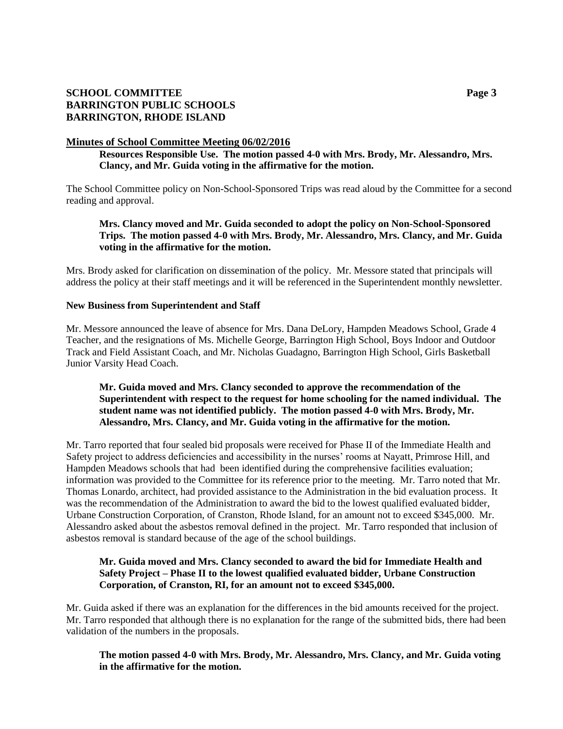**Minutes of School Committee Meeting 06/02/2016**

**Resources Responsible Use. The motion passed 4-0 with Mrs. Brody, Mr. Alessandro, Mrs. Clancy, and Mr. Guida voting in the affirmative for the motion.**

The School Committee policy on Non-School-Sponsored Trips was read aloud by the Committee for a second reading and approval.

**Mrs. Clancy moved and Mr. Guida seconded to adopt the policy on Non-School-Sponsored Trips. The motion passed 4-0 with Mrs. Brody, Mr. Alessandro, Mrs. Clancy, and Mr. Guida voting in the affirmative for the motion.**

Mrs. Brody asked for clarification on dissemination of the policy. Mr. Messore stated that principals will address the policy at their staff meetings and it will be referenced in the Superintendent monthly newsletter.

**New Business from Superintendent and Staff**

Mr. Messore announced the leave of absence for Mrs. Dana DeLory, Hampden Meadows School, Grade 4 Teacher, and the resignations of Ms. Michelle George, Barrington High School, Boys Indoor and Outdoor Track and Field Assistant Coach, and Mr. Nicholas Guadagno, Barrington High School, Girls Basketball Junior Varsity Head Coach.

**Mr. Guida moved and Mrs. Clancy seconded to approve the recommendation of the Superintendent with respect to the request for home schooling for the named individual. The student name was not identified publicly. The motion passed 4-0 with Mrs. Brody, Mr. Alessandro, Mrs. Clancy, and Mr. Guida voting in the affirmative for the motion.**

Mr. Tarro reported that four sealed bid proposals were received for Phase II of the Immediate Health and Safety project to address deficiencies and accessibility in the nurses' rooms at Nayatt, Primrose Hill, and Hampden Meadows schools that had been identified during the comprehensive facilities evaluation; information was provided to the Committee for its reference prior to the meeting. Mr. Tarro noted that Mr. Thomas Lonardo, architect, had provided assistance to the Administration in the bid evaluation process. It was the recommendation of the Administration to award the bid to the lowest qualified evaluated bidder, Urbane Construction Corporation, of Cranston, Rhode Island, for an amount not to exceed $345,000. Mr. Alessandro asked about the asbestos removal defined in the project. Mr. Tarro responded that inclusion of asbestos removal is standard because of the age of the school buildings.

**Mr. Guida moved and Mrs. Clancy seconded to award the bid for Immediate Health and Safety Project – Phase II to the lowest qualified evaluated bidder, Urbane Construction Corporation, of Cranston, RI, for an amount not to exceed $345,000.**

Mr. Guida asked if there was an explanation for the differences in the bid amounts received for the project. Mr. Tarro responded that although there is no explanation for the range of the submitted bids, there had been validation of the numbers in the proposals.

**The motion passed 4-0 with Mrs. Brody, Mr. Alessandro, Mrs. Clancy, and Mr. Guida voting in the affirmative for the motion.**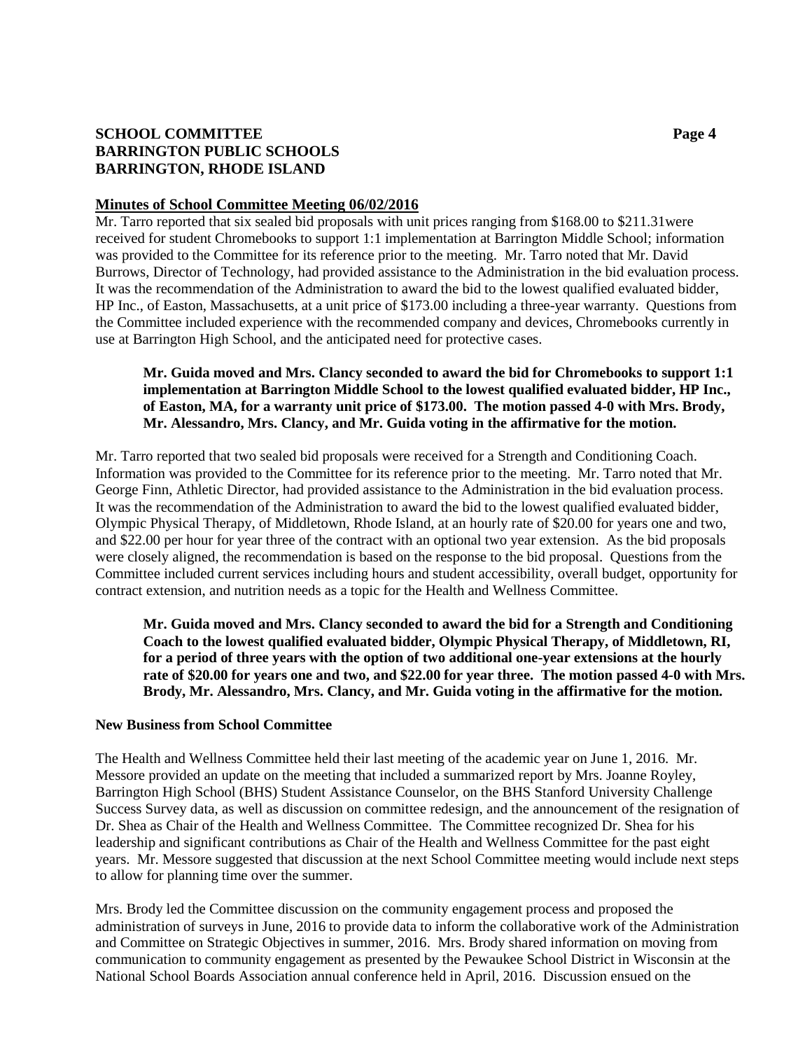**Minutes of School Committee Meeting 06/02/2016**

Mr. Tarro reported that six sealed bid proposals with unit prices ranging from $168.00 to $211.31were received for student Chromebooks to support 1:1 implementation at Barrington Middle School; information was provided to the Committee for its reference prior to the meeting. Mr. Tarro noted that Mr. David Burrows, Director of Technology, had provided assistance to the Administration in the bid evaluation process. It was the recommendation of the Administration to award the bid to the lowest qualified evaluated bidder, HP Inc., of Easton, Massachusetts, at a unit price of $173.00 including a three-year warranty. Questions from the Committee included experience with the recommended company and devices, Chromebooks currently in use at Barrington High School, and the anticipated need for protective cases.

> **Mr. Guida moved and Mrs. Clancy seconded to award the bid for Chromebooks to support 1:1 implementation at Barrington Middle School to the lowest qualified evaluated bidder, HP Inc., of Easton, MA, for a warranty unit price of $173.00. The motion passed 4-0 with Mrs. Brody, Mr. Alessandro, Mrs. Clancy, and Mr. Guida voting in the affirmative for the motion.**

Mr. Tarro reported that two sealed bid proposals were received for a Strength and Conditioning Coach. Information was provided to the Committee for its reference prior to the meeting. Mr. Tarro noted that Mr. George Finn, Athletic Director, had provided assistance to the Administration in the bid evaluation process. It was the recommendation of the Administration to award the bid to the lowest qualified evaluated bidder, Olympic Physical Therapy, of Middletown, Rhode Island, at an hourly rate of $20.00 for years one and two, and $22.00 per hour for year three of the contract with an optional two year extension. As the bid proposals were closely aligned, the recommendation is based on the response to the bid proposal. Questions from the Committee included current services including hours and student accessibility, overall budget, opportunity for contract extension, and nutrition needs as a topic for the Health and Wellness Committee.

> **Mr. Guida moved and Mrs. Clancy seconded to award the bid for a Strength and Conditioning Coach to the lowest qualified evaluated bidder, Olympic Physical Therapy, of Middletown, RI, for a period of three years with the option of two additional one-year extensions at the hourly rate of $20.00 for years one and two, and $22.00 for year three. The motion passed 4-0 with Mrs. Brody, Mr. Alessandro, Mrs. Clancy, and Mr. Guida voting in the affirmative for the motion.**

**New Business from School Committee**

The Health and Wellness Committee held their last meeting of the academic year on June 1, 2016. Mr. Messore provided an update on the meeting that included a summarized report by Mrs. Joanne Royley, Barrington High School (BHS) Student Assistance Counselor, on the BHS Stanford University Challenge Success Survey data, as well as discussion on committee redesign, and the announcement of the resignation of Dr. Shea as Chair of the Health and Wellness Committee. The Committee recognized Dr. Shea for his leadership and significant contributions as Chair of the Health and Wellness Committee for the past eight years. Mr. Messore suggested that discussion at the next School Committee meeting would include next steps to allow for planning time over the summer.

Mrs. Brody led the Committee discussion on the community engagement process and proposed the administration of surveys in June, 2016 to provide data to inform the collaborative work of the Administration and Committee on Strategic Objectives in summer, 2016. Mrs. Brody shared information on moving from communication to community engagement as presented by the Pewaukee School District in Wisconsin at the National School Boards Association annual conference held in April, 2016. Discussion ensued on the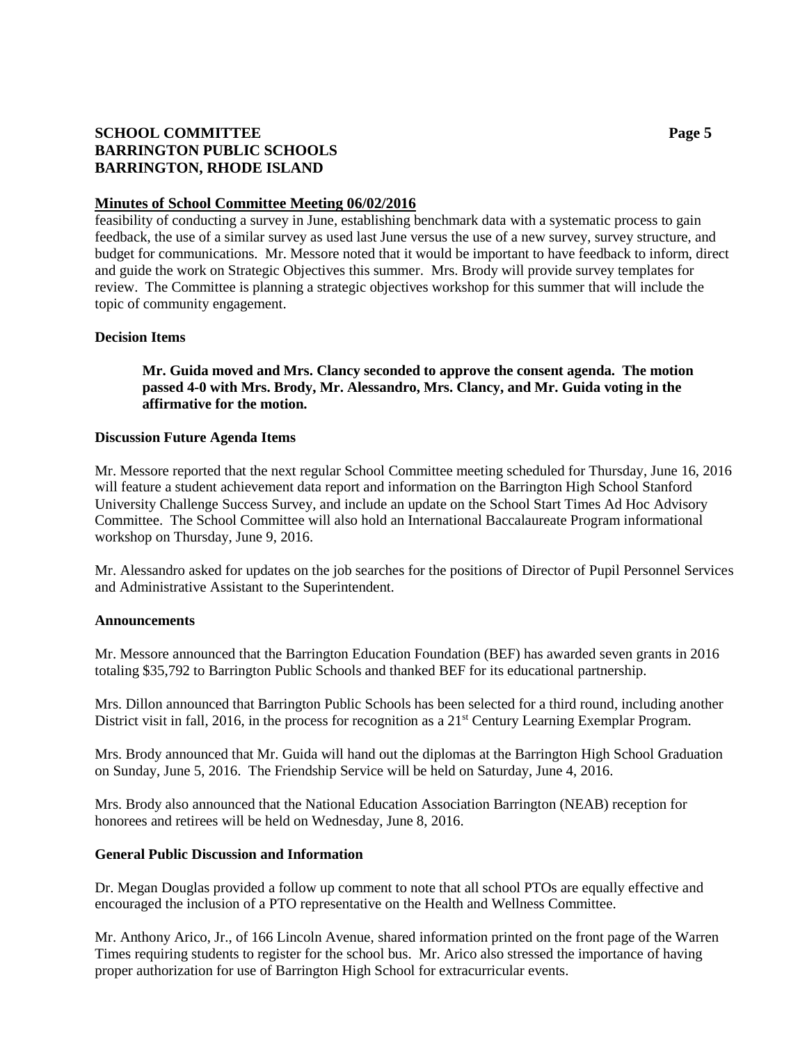**Minutes of School Committee Meeting 06/02/2016**

feasibility of conducting a survey in June, establishing benchmark data with a systematic process to gain feedback, the use of a similar survey as used last June versus the use of a new survey, survey structure, and budget for communications. Mr. Messore noted that it would be important to have feedback to inform, direct and guide the work on Strategic Objectives this summer. Mrs. Brody will provide survey templates for review. The Committee is planning a strategic objectives workshop for this summer that will include the topic of community engagement.

**Decision Items**

> **Mr. Guida moved and Mrs. Clancy seconded to approve the consent agenda. The motion passed 4-0 with Mrs. Brody, Mr. Alessandro, Mrs. Clancy, and Mr. Guida voting in the affirmative for the motion.**

**Discussion Future Agenda Items**

Mr. Messore reported that the next regular School Committee meeting scheduled for Thursday, June 16, 2016 will feature a student achievement data report and information on the Barrington High School Stanford University Challenge Success Survey, and include an update on the School Start Times Ad Hoc Advisory Committee. The School Committee will also hold an International Baccalaureate Program informational workshop on Thursday, June 9, 2016.

Mr. Alessandro asked for updates on the job searches for the positions of Director of Pupil Personnel Services and Administrative Assistant to the Superintendent.

**Announcements**

Mr. Messore announced that the Barrington Education Foundation (BEF) has awarded seven grants in 2016 totaling $35,792 to Barrington Public Schools and thanked BEF for its educational partnership.

Mrs. Dillon announced that Barrington Public Schools has been selected for a third round, including another District visit in fall, 2016, in the process for recognition as a 21st Century Learning Exemplar Program.

Mrs. Brody announced that Mr. Guida will hand out the diplomas at the Barrington High School Graduation on Sunday, June 5, 2016. The Friendship Service will be held on Saturday, June 4, 2016.

Mrs. Brody also announced that the National Education Association Barrington (NEAB) reception for honorees and retirees will be held on Wednesday, June 8, 2016.

**General Public Discussion and Information**

Dr. Megan Douglas provided a follow up comment to note that all school PTOs are equally effective and encouraged the inclusion of a PTO representative on the Health and Wellness Committee.

Mr. Anthony Arico, Jr., of 166 Lincoln Avenue, shared information printed on the front page of the Warren Times requiring students to register for the school bus. Mr. Arico also stressed the importance of having proper authorization for use of Barrington High School for extracurricular events.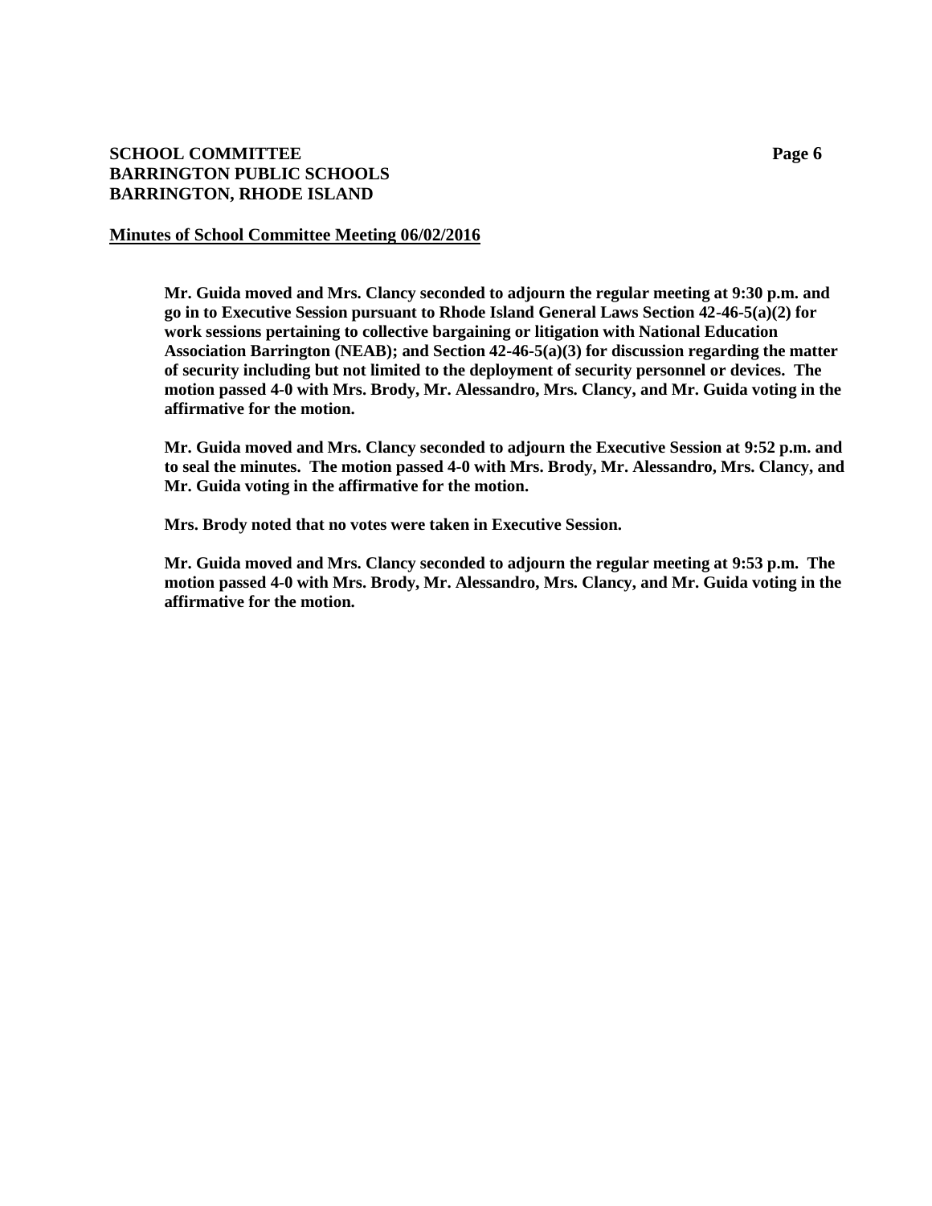**Minutes of School Committee Meeting 06/02/2016**

**Mr. Guida moved and Mrs. Clancy seconded to adjourn the regular meeting at 9:30 p.m. and go in to Executive Session pursuant to Rhode Island General Laws Section 42-46-5(a)(2) for work sessions pertaining to collective bargaining or litigation with National Education Association Barrington (NEAB); and Section 42-46-5(a)(3) for discussion regarding the matter of security including but not limited to the deployment of security personnel or devices. The motion passed 4-0 with Mrs. Brody, Mr. Alessandro, Mrs. Clancy, and Mr. Guida voting in the affirmative for the motion.**

**Mr. Guida moved and Mrs. Clancy seconded to adjourn the Executive Session at 9:52 p.m. and to seal the minutes. The motion passed 4-0 with Mrs. Brody, Mr. Alessandro, Mrs. Clancy, and Mr. Guida voting in the affirmative for the motion.**

**Mrs. Brody noted that no votes were taken in Executive Session.**

**Mr. Guida moved and Mrs. Clancy seconded to adjourn the regular meeting at 9:53 p.m. The motion passed 4-0 with Mrs. Brody, Mr. Alessandro, Mrs. Clancy, and Mr. Guida voting in the affirmative for the motion.**